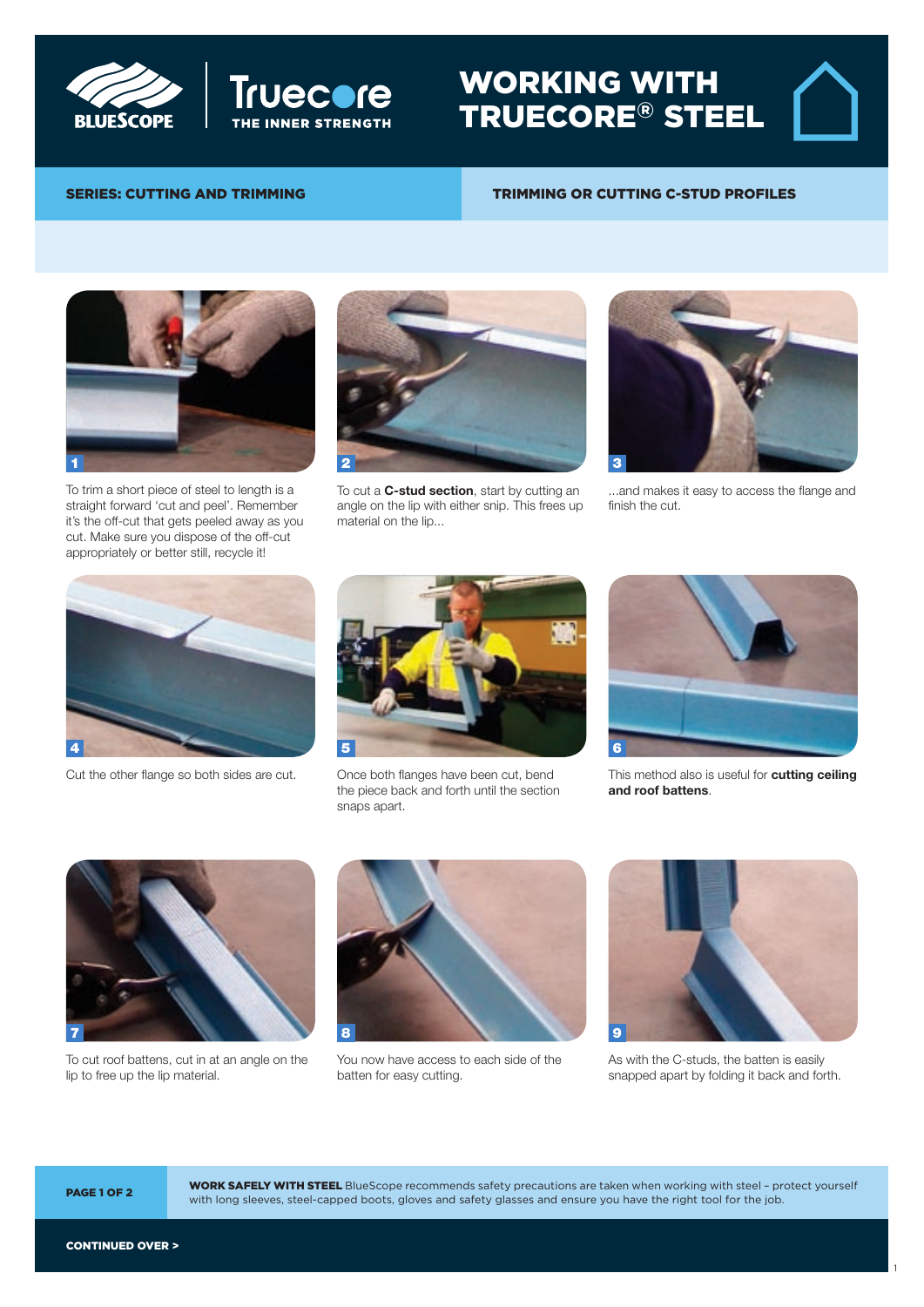# WORKING WITH TRUECORE® STEEL

**SERIES: CUTTING AND TRIMMING**

**TRIMMING OR CUTTING C-STUD PROFILES**

1

To trim a short piece of steel to length is a straight forward 'cut and peel'. Remember it's the off-cut that gets peeled away as you cut. Make sure you dispose of the off-cut appropriately or better still, recycle it!

2

To cut a **C-stud section**, start by cutting an angle on the lip with either snip. This frees up material on the lip...

3

...and makes it easy to access the flange and finish the cut.

4

Cut the other flange so both sides are cut.

5

Once both flanges have been cut, bend the piece back and forth until the section snaps apart.

6

This method also is useful for **cutting ceiling and roof battens**.

7

To cut roof battens, cut in at an angle on the lip to free up the lip material.

8

You now have access to each side of the batten for easy cutting.

9

As with the C-studs, the batten is easily snapped apart by folding it back and forth.

**WORK SAFELY WITH STEEL** BlueScope recommends safety precautions are taken when working with steel – protect yourself with long sleeves, steel-capped boots, gloves and safety glasses and ensure you have the right tool for the job.

**CONTINUED OVER >**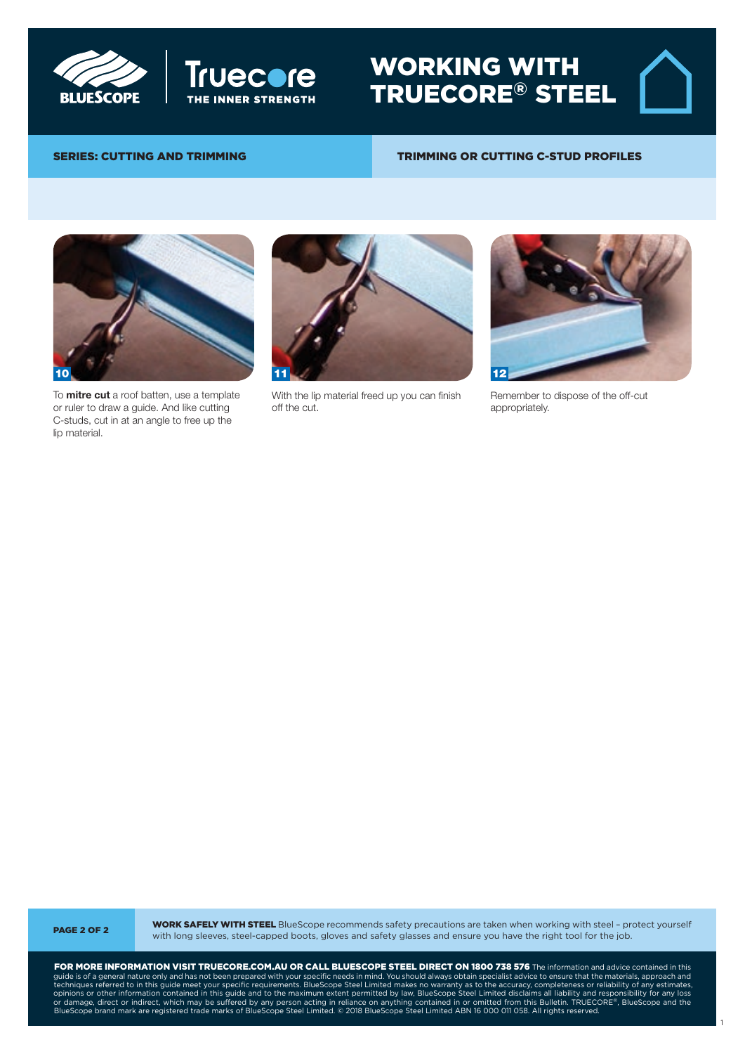# WORKING WITH TRUECORE® STEEL

**SERIES: CUTTING AND TRIMMING**

**TRIMMING OR CUTTING C-STUD PROFILES**

10

To **mitre cut** a roof batten, use a template or ruler to draw a guide. And like cutting C-studs, cut in at an angle to free up the lip material.

11

With the lip material freed up you can finish off the cut.

12

Remember to dispose of the off-cut appropriately.

**WORK SAFELY WITH STEEL** BlueScope recommends safety precautions are taken when working with steel – protect yourself with long sleeves, steel-capped boots, gloves and safety glasses and ensure you have the right tool for the job.

**FOR MORE INFORMATION VISIT TRUECORE.COM.AU OR CALL BLUESCOPE STEEL DIRECT ON 1800 738 576** The information and advice contained in this guide is of a general nature only and has not been prepared with your specific needs in mind. You should always obtain specialist advice to ensure that the materials, approach and techniques referred to in this guide meet your specific requirements. BlueScope Steel Limited makes no warranty as to the accuracy, completeness or reliability of any estimates, opinions or other information contained in this guide and to the maximum extent permitted by law, BlueScope Steel Limited disclaims all liability and responsibility for any loss or damage, direct or indirect, which may be suffered by any person acting in reliance on anything contained in or omitted from this Bulletin. TRUECORE®, BlueScope and the BlueScope brand mark are registered trade marks of BlueScope Steel Limited. © 2018 BlueScope Steel Limited ABN 16 000 011 058. All rights reserved.